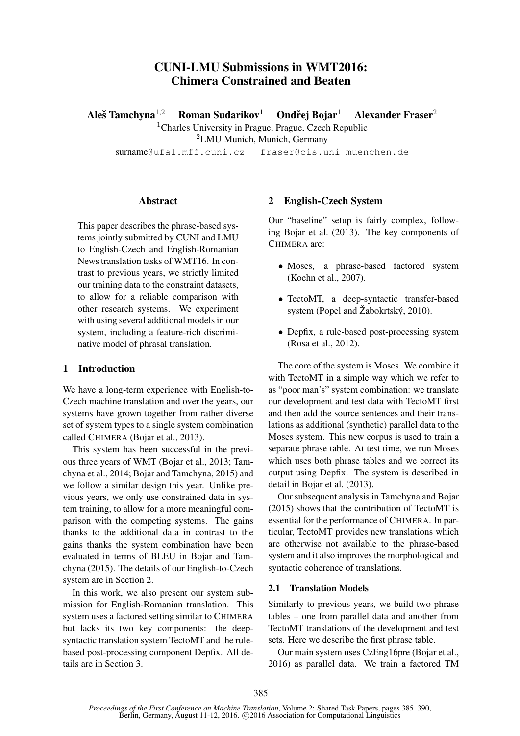# CUNI-LMU Submissions in WMT2016: Chimera Constrained and Beaten

**Aleš Tamchyna**[1,2] **Roman Sudarikov**[1] **Ondřej Bojar**[1] **Alexander Fraser**[2]

[1]Charles University in Prague, Prague, Czech Republic

[2]LMU Munich, Munich, Germany

surname@ufal.mff.cuni.cz fraser@cis.uni-muenchen.de

## Abstract

This paper describes the phrase-based systems jointly submitted by CUNI and LMU to English-Czech and English-Romanian News translation tasks of WMT16. In contrast to previous years, we strictly limited our training data to the constraint datasets, to allow for a reliable comparison with other research systems. We experiment with using several additional models in our system, including a feature-rich discriminative model of phrasal translation.

## 1 Introduction

We have a long-term experience with English-to-Czech machine translation and over the years, our systems have grown together from rather diverse set of system types to a single system combination called CHIMERA (Bojar et al., 2013).

This system has been successful in the previous three years of WMT (Bojar et al., 2013; Tamchyna et al., 2014; Bojar and Tamchyna, 2015) and we follow a similar design this year. Unlike previous years, we only use constrained data in system training, to allow for a more meaningful comparison with the competing systems. The gains thanks to the additional data in contrast to the gains thanks the system combination have been evaluated in terms of BLEU in Bojar and Tamchyna (2015). The details of our English-to-Czech system are in Section 2.

In this work, we also present our system submission for English-Romanian translation. This system uses a factored setting similar to CHIMERA but lacks its two key components: the deep-syntactic translation system TectoMT and the rule-based post-processing component Depfix. All details are in Section 3.

## 2 English-Czech System

Our "baseline" setup is fairly complex, following Bojar et al. (2013). The key components of CHIMERA are:

- Moses, a phrase-based factored system (Koehn et al., 2007).
- TectoMT, a deep-syntactic transfer-based system (Popel and Žabokrtský, 2010).
- Depfix, a rule-based post-processing system (Rosa et al., 2012).

The core of the system is Moses. We combine it with TectoMT in a simple way which we refer to as "poor man's" system combination: we translate our development and test data with TectoMT first and then add the source sentences and their translations as additional (synthetic) parallel data to the Moses system. This new corpus is used to train a separate phrase table. At test time, we run Moses which uses both phrase tables and we correct its output using Depfix. The system is described in detail in Bojar et al. (2013).

Our subsequent analysis in Tamchyna and Bojar (2015) shows that the contribution of TectoMT is essential for the performance of CHIMERA. In particular, TectoMT provides new translations which are otherwise not available to the phrase-based system and it also improves the morphological and syntactic coherence of translations.

### 2.1 Translation Models

Similarly to previous years, we build two phrase tables – one from parallel data and another from TectoMT translations of the development and test sets. Here we describe the first phrase table.

Our main system uses CzEng16pre (Bojar et al., 2016) as parallel data. We train a factored TM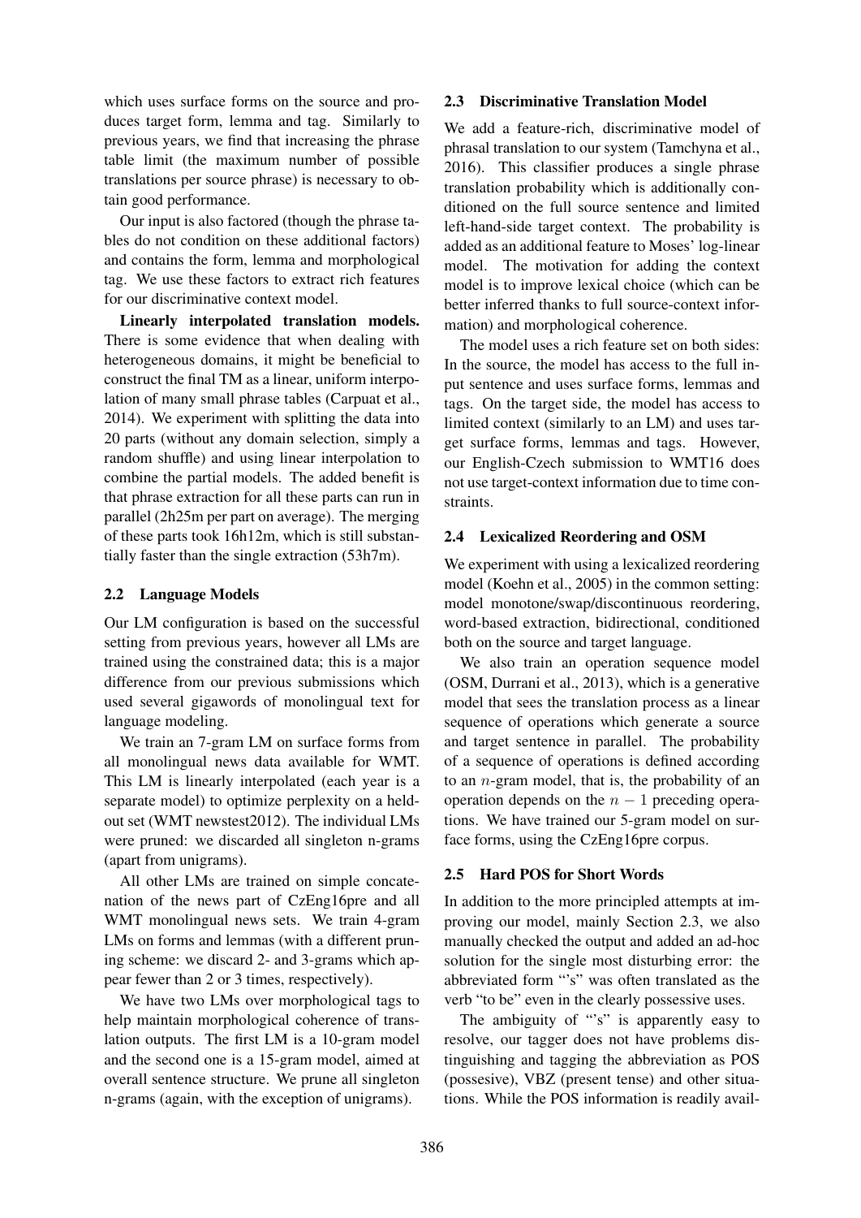which uses surface forms on the source and produces target form, lemma and tag. Similarly to previous years, we find that increasing the phrase table limit (the maximum number of possible translations per source phrase) is necessary to obtain good performance.

Our input is also factored (though the phrase tables do not condition on these additional factors) and contains the form, lemma and morphological tag. We use these factors to extract rich features for our discriminative context model.

**Linearly interpolated translation models.** There is some evidence that when dealing with heterogeneous domains, it might be beneficial to construct the final TM as a linear, uniform interpolation of many small phrase tables (Carpuat et al., 2014). We experiment with splitting the data into 20 parts (without any domain selection, simply a random shuffle) and using linear interpolation to combine the partial models. The added benefit is that phrase extraction for all these parts can run in parallel (2h25m per part on average). The merging of these parts took 16h12m, which is still substantially faster than the single extraction (53h7m).

### 2.2 Language Models

Our LM configuration is based on the successful setting from previous years, however all LMs are trained using the constrained data; this is a major difference from our previous submissions which used several gigawords of monolingual text for language modeling.

We train an 7-gram LM on surface forms from all monolingual news data available for WMT. This LM is linearly interpolated (each year is a separate model) to optimize perplexity on a held-out set (WMT newstest2012). The individual LMs were pruned: we discarded all singleton n-grams (apart from unigrams).

All other LMs are trained on simple concatenation of the news part of CzEng16pre and all WMT monolingual news sets. We train 4-gram LMs on forms and lemmas (with a different pruning scheme: we discard 2- and 3-grams which appear fewer than 2 or 3 times, respectively).

We have two LMs over morphological tags to help maintain morphological coherence of translation outputs. The first LM is a 10-gram model and the second one is a 15-gram model, aimed at overall sentence structure. We prune all singleton n-grams (again, with the exception of unigrams).

### 2.3 Discriminative Translation Model

We add a feature-rich, discriminative model of phrasal translation to our system (Tamchyna et al., 2016). This classifier produces a single phrase translation probability which is additionally conditioned on the full source sentence and limited left-hand-side target context. The probability is added as an additional feature to Moses' log-linear model. The motivation for adding the context model is to improve lexical choice (which can be better inferred thanks to full source-context information) and morphological coherence.

The model uses a rich feature set on both sides: In the source, the model has access to the full input sentence and uses surface forms, lemmas and tags. On the target side, the model has access to limited context (similarly to an LM) and uses target surface forms, lemmas and tags. However, our English-Czech submission to WMT16 does not use target-context information due to time constraints.

### 2.4 Lexicalized Reordering and OSM

We experiment with using a lexicalized reordering model (Koehn et al., 2005) in the common setting: model monotone/swap/discontinuous reordering, word-based extraction, bidirectional, conditioned both on the source and target language.

We also train an operation sequence model (OSM, Durrani et al., 2013), which is a generative model that sees the translation process as a linear sequence of operations which generate a source and target sentence in parallel. The probability of a sequence of operations is defined according to an $n$-gram model, that is, the probability of an operation depends on the $n-1$ preceding operations. We have trained our 5-gram model on surface forms, using the CzEng16pre corpus.

### 2.5 Hard POS for Short Words

In addition to the more principled attempts at improving our model, mainly Section 2.3, we also manually checked the output and added an ad-hoc solution for the single most disturbing error: the abbreviated form "'s" was often translated as the verb "to be" even in the clearly possessive uses.

The ambiguity of "'s" is apparently easy to resolve, our tagger does not have problems distinguishing and tagging the abbreviation as POS (possesive), VBZ (present tense) and other situations. While the POS information is readily avail-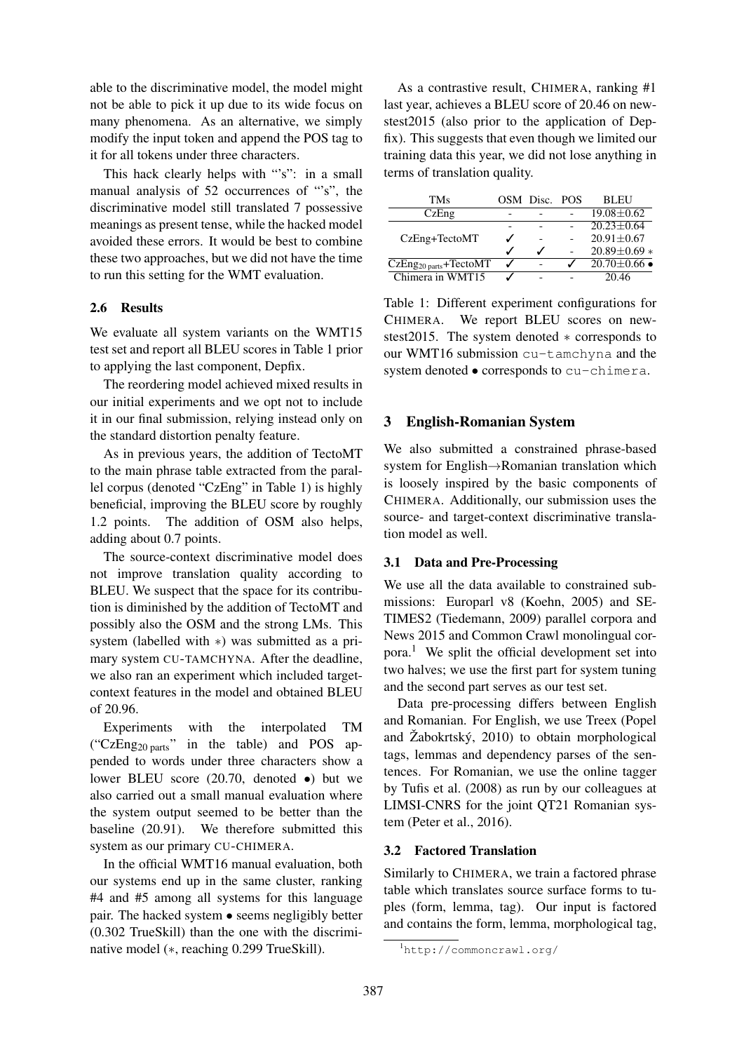able to the discriminative model, the model might not be able to pick it up due to its wide focus on many phenomena. As an alternative, we simply modify the input token and append the POS tag to it for all tokens under three characters.

This hack clearly helps with "'s": in a small manual analysis of 52 occurrences of "'s", the discriminative model still translated 7 possessive meanings as present tense, while the hacked model avoided these errors. It would be best to combine these two approaches, but we did not have the time to run this setting for the WMT evaluation.

### 2.6 Results

We evaluate all system variants on the WMT15 test set and report all BLEU scores in Table 1 prior to applying the last component, Depfix.

The reordering model achieved mixed results in our initial experiments and we opt not to include it in our final submission, relying instead only on the standard distortion penalty feature.

As in previous years, the addition of TectoMT to the main phrase table extracted from the parallel corpus (denoted "CzEng" in Table 1) is highly beneficial, improving the BLEU score by roughly 1.2 points. The addition of OSM also helps, adding about 0.7 points.

The source-context discriminative model does not improve translation quality according to BLEU. We suspect that the space for its contribution is diminished by the addition of TectoMT and possibly also the OSM and the strong LMs. This system (labelled with $*$) was submitted as a primary system CU-TAMCHYNA. After the deadline, we also ran an experiment which included target-context features in the model and obtained BLEU of 20.96.

Experiments with the interpolated TM ("CzEng$_{20\text{ parts}}$" in the table) and POS appended to words under three characters show a lower BLEU score (20.70, denoted $\bullet$) but we also carried out a small manual evaluation where the system output seemed to be better than the baseline (20.91). We therefore submitted this system as our primary CU-CHIMERA.

In the official WMT16 manual evaluation, both our systems end up in the same cluster, ranking #4 and #5 among all systems for this language pair. The hacked system $\bullet$ seems negligibly better (0.302 TrueSkill) than the one with the discriminative model ($*$, reaching 0.299 TrueSkill).

As a contrastive result, CHIMERA, ranking #1 last year, achieves a BLEU score of 20.46 on newstest2015 (also prior to the application of Depfix). This suggests that even though we limited our training data this year, we did not lose anything in terms of translation quality.

| TMs | OSM | Disc. | POS | BLEU |
|---|---|---|---|---|
| CzEng | - | - | - | $19.08 \pm 0.62$ |
| CzEng+TectoMT | - | - | - | $20.23 \pm 0.64$ |
| | ✓ | - | - | $20.91 \pm 0.67$ |
| | ✓ | ✓ | - | $20.89 \pm 0.69$ $*$ |
| CzEng$_{20\text{ parts}}$+TectoMT | ✓ | - | ✓ | $20.70 \pm 0.66$ $\bullet$ |
| Chimera in WMT15 | ✓ | - | - | 20.46 |

Table 1: Different experiment configurations for CHIMERA. We report BLEU scores on newstest2015. The system denoted $*$ corresponds to our WMT16 submission `cu-tamchyna` and the system denoted $\bullet$ corresponds to `cu-chimera`.

## 3 English-Romanian System

We also submitted a constrained phrase-based system for English→Romanian translation which is loosely inspired by the basic components of CHIMERA. Additionally, our submission uses the source- and target-context discriminative translation model as well.

### 3.1 Data and Pre-Processing

We use all the data available to constrained submissions: Europarl v8 (Koehn, 2005) and SETIMES2 (Tiedemann, 2009) parallel corpora and News 2015 and Common Crawl monolingual corpora.[1] We split the official development set into two halves; we use the first part for system tuning and the second part serves as our test set.

Data pre-processing differs between English and Romanian. For English, we use Treex (Popel and Žabokrtský, 2010) to obtain morphological tags, lemmas and dependency parses of the sentences. For Romanian, we use the online tagger by Tufis et al. (2008) as run by our colleagues at LIMSI-CNRS for the joint QT21 Romanian system (Peter et al., 2016).

### 3.2 Factored Translation

Similarly to CHIMERA, we train a factored phrase table which translates source surface forms to tuples (form, lemma, tag). Our input is factored and contains the form, lemma, morphological tag,

[1] http://commoncrawl.org/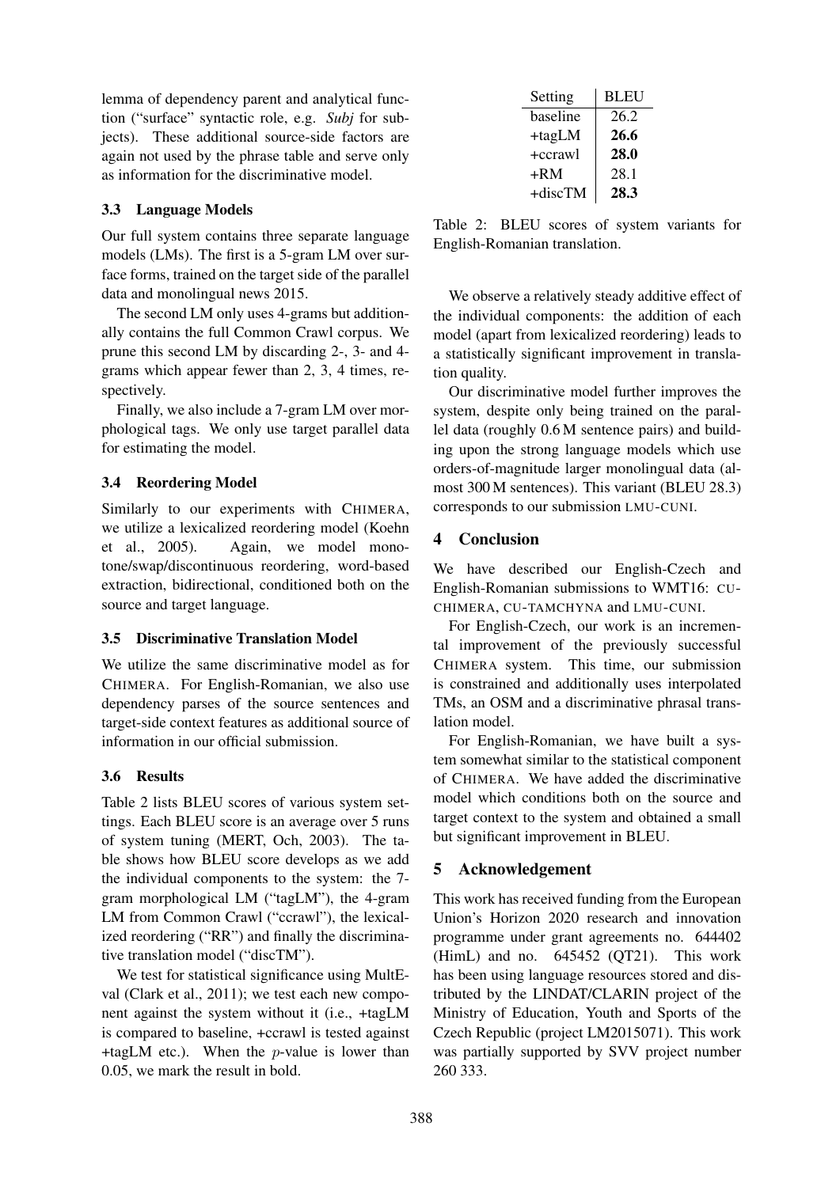lemma of dependency parent and analytical function ("surface" syntactic role, e.g. *Subj* for subjects). These additional source-side factors are again not used by the phrase table and serve only as information for the discriminative model.

### 3.3 Language Models

Our full system contains three separate language models (LMs). The first is a 5-gram LM over surface forms, trained on the target side of the parallel data and monolingual news 2015.

The second LM only uses 4-grams but additionally contains the full Common Crawl corpus. We prune this second LM by discarding 2-, 3- and 4-grams which appear fewer than 2, 3, 4 times, respectively.

Finally, we also include a 7-gram LM over morphological tags. We only use target parallel data for estimating the model.

### 3.4 Reordering Model

Similarly to our experiments with CHIMERA, we utilize a lexicalized reordering model (Koehn et al., 2005). Again, we model monotone/swap/discontinuous reordering, word-based extraction, bidirectional, conditioned both on the source and target language.

### 3.5 Discriminative Translation Model

We utilize the same discriminative model as for CHIMERA. For English-Romanian, we also use dependency parses of the source sentences and target-side context features as additional source of information in our official submission.

### 3.6 Results

Table 2 lists BLEU scores of various system settings. Each BLEU score is an average over 5 runs of system tuning (MERT, Och, 2003). The table shows how BLEU score develops as we add the individual components to the system: the 7-gram morphological LM ("tagLM"), the 4-gram LM from Common Crawl ("ccrawl"), the lexicalized reordering ("RR") and finally the discriminative translation model ("discTM").

We test for statistical significance using MultEval (Clark et al., 2011); we test each new component against the system without it (i.e., +tagLM is compared to baseline, +ccrawl is tested against +tagLM etc.). When the $p$-value is lower than 0.05, we mark the result in bold.

| Setting | BLEU |
|---|---|
| baseline | 26.2 |
| +tagLM | **26.6** |
| +ccrawl | **28.0** |
| +RM | 28.1 |
| +discTM | **28.3** |

Table 2: BLEU scores of system variants for English-Romanian translation.

We observe a relatively steady additive effect of the individual components: the addition of each model (apart from lexicalized reordering) leads to a statistically significant improvement in translation quality.

Our discriminative model further improves the system, despite only being trained on the parallel data (roughly 0.6 M sentence pairs) and building upon the strong language models which use orders-of-magnitude larger monolingual data (almost 300 M sentences). This variant (BLEU 28.3) corresponds to our submission LMU-CUNI.

## 4 Conclusion

We have described our English-Czech and English-Romanian submissions to WMT16: CU-CHIMERA, CU-TAMCHYNA and LMU-CUNI.

For English-Czech, our work is an incremental improvement of the previously successful CHIMERA system. This time, our submission is constrained and additionally uses interpolated TMs, an OSM and a discriminative phrasal translation model.

For English-Romanian, we have built a system somewhat similar to the statistical component of CHIMERA. We have added the discriminative model which conditions both on the source and target context to the system and obtained a small but significant improvement in BLEU.

## 5 Acknowledgement

This work has received funding from the European Union's Horizon 2020 research and innovation programme under grant agreements no. 644402 (HimL) and no. 645452 (QT21). This work has been using language resources stored and distributed by the LINDAT/CLARIN project of the Ministry of Education, Youth and Sports of the Czech Republic (project LM2015071). This work was partially supported by SVV project number 260 333.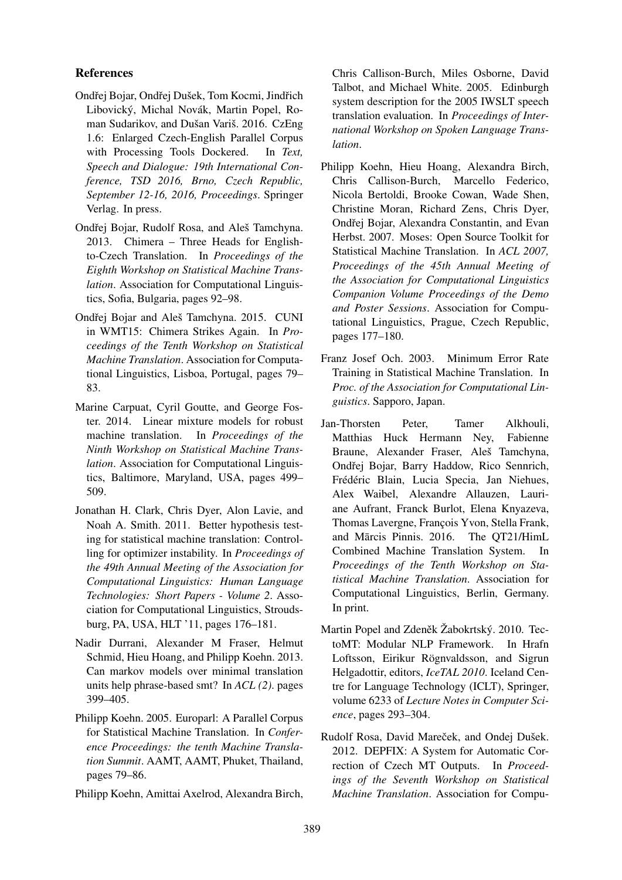## References

Ondřej Bojar, Ondřej Dušek, Tom Kocmi, Jindřich Libovický, Michal Novák, Martin Popel, Roman Sudarikov, and Dušan Variš. 2016. CzEng 1.6: Enlarged Czech-English Parallel Corpus with Processing Tools Dockered. In *Text, Speech and Dialogue: 19th International Conference, TSD 2016, Brno, Czech Republic, September 12-16, 2016, Proceedings*. Springer Verlag. In press.

Ondřej Bojar, Rudolf Rosa, and Aleš Tamchyna. 2013. Chimera – Three Heads for English-to-Czech Translation. In *Proceedings of the Eighth Workshop on Statistical Machine Translation*. Association for Computational Linguistics, Sofia, Bulgaria, pages 92–98.

Ondřej Bojar and Aleš Tamchyna. 2015. CUNI in WMT15: Chimera Strikes Again. In *Proceedings of the Tenth Workshop on Statistical Machine Translation*. Association for Computational Linguistics, Lisboa, Portugal, pages 79–83.

Marine Carpuat, Cyril Goutte, and George Foster. 2014. Linear mixture models for robust machine translation. In *Proceedings of the Ninth Workshop on Statistical Machine Translation*. Association for Computational Linguistics, Baltimore, Maryland, USA, pages 499–509.

Jonathan H. Clark, Chris Dyer, Alon Lavie, and Noah A. Smith. 2011. Better hypothesis testing for statistical machine translation: Controlling for optimizer instability. In *Proceedings of the 49th Annual Meeting of the Association for Computational Linguistics: Human Language Technologies: Short Papers - Volume 2*. Association for Computational Linguistics, Stroudsburg, PA, USA, HLT '11, pages 176–181.

Nadir Durrani, Alexander M Fraser, Helmut Schmid, Hieu Hoang, and Philipp Koehn. 2013. Can markov models over minimal translation units help phrase-based smt? In *ACL (2)*. pages 399–405.

Philipp Koehn. 2005. Europarl: A Parallel Corpus for Statistical Machine Translation. In *Conference Proceedings: the tenth Machine Translation Summit*. AAMT, AAMT, Phuket, Thailand, pages 79–86.

Philipp Koehn, Amittai Axelrod, Alexandra Birch, Chris Callison-Burch, Miles Osborne, David Talbot, and Michael White. 2005. Edinburgh system description for the 2005 IWSLT speech translation evaluation. In *Proceedings of International Workshop on Spoken Language Translation*.

Philipp Koehn, Hieu Hoang, Alexandra Birch, Chris Callison-Burch, Marcello Federico, Nicola Bertoldi, Brooke Cowan, Wade Shen, Christine Moran, Richard Zens, Chris Dyer, Ondřej Bojar, Alexandra Constantin, and Evan Herbst. 2007. Moses: Open Source Toolkit for Statistical Machine Translation. In *ACL 2007, Proceedings of the 45th Annual Meeting of the Association for Computational Linguistics Companion Volume Proceedings of the Demo and Poster Sessions*. Association for Computational Linguistics, Prague, Czech Republic, pages 177–180.

Franz Josef Och. 2003. Minimum Error Rate Training in Statistical Machine Translation. In *Proc. of the Association for Computational Linguistics*. Sapporo, Japan.

Jan-Thorsten Peter, Tamer Alkhouli, Matthias Huck Hermann Ney, Fabienne Braune, Alexander Fraser, Aleš Tamchyna, Ondřej Bojar, Barry Haddow, Rico Sennrich, Frédéric Blain, Lucia Specia, Jan Niehues, Alex Waibel, Alexandre Allauzen, Lauriane Aufrant, Franck Burlot, Elena Knyazeva, Thomas Lavergne, François Yvon, Stella Frank, and Mārcis Pinnis. 2016. The QT21/HimL Combined Machine Translation System. In *Proceedings of the Tenth Workshop on Statistical Machine Translation*. Association for Computational Linguistics, Berlin, Germany. In print.

Martin Popel and Zdeněk Žabokrtský. 2010. TectoMT: Modular NLP Framework. In Hrafn Loftsson, Eirikur Rögnvaldsson, and Sigrun Helgadottir, editors, *IceTAL 2010*. Iceland Centre for Language Technology (ICLT), Springer, volume 6233 of *Lecture Notes in Computer Science*, pages 293–304.

Rudolf Rosa, David Mareček, and Ondej Dušek. 2012. DEPFIX: A System for Automatic Correction of Czech MT Outputs. In *Proceedings of the Seventh Workshop on Statistical Machine Translation*. Association for Compu-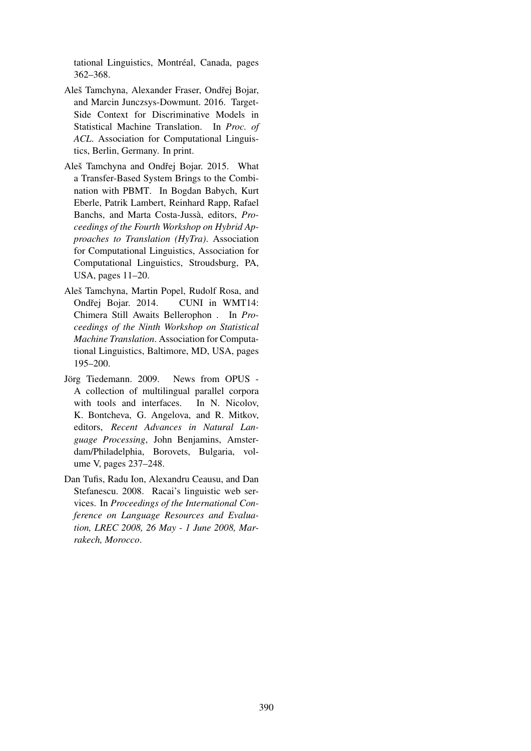tational Linguistics, Montréal, Canada, pages 362–368.

Aleš Tamchyna, Alexander Fraser, Ondřej Bojar, and Marcin Junczsys-Dowmunt. 2016. Target-Side Context for Discriminative Models in Statistical Machine Translation. In *Proc. of ACL*. Association for Computational Linguistics, Berlin, Germany. In print.

Aleš Tamchyna and Ondřej Bojar. 2015. What a Transfer-Based System Brings to the Combination with PBMT. In Bogdan Babych, Kurt Eberle, Patrik Lambert, Reinhard Rapp, Rafael Banchs, and Marta Costa-Jussà, editors, *Proceedings of the Fourth Workshop on Hybrid Approaches to Translation (HyTra)*. Association for Computational Linguistics, Association for Computational Linguistics, Stroudsburg, PA, USA, pages 11–20.

Aleš Tamchyna, Martin Popel, Rudolf Rosa, and Ondřej Bojar. 2014. CUNI in WMT14: Chimera Still Awaits Bellerophon . In *Proceedings of the Ninth Workshop on Statistical Machine Translation*. Association for Computational Linguistics, Baltimore, MD, USA, pages 195–200.

Jörg Tiedemann. 2009. News from OPUS - A collection of multilingual parallel corpora with tools and interfaces. In N. Nicolov, K. Bontcheva, G. Angelova, and R. Mitkov, editors, *Recent Advances in Natural Language Processing*, John Benjamins, Amsterdam/Philadelphia, Borovets, Bulgaria, volume V, pages 237–248.

Dan Tufis, Radu Ion, Alexandru Ceausu, and Dan Stefanescu. 2008. Racai's linguistic web services. In *Proceedings of the International Conference on Language Resources and Evaluation, LREC 2008, 26 May - 1 June 2008, Marrakech, Morocco*.